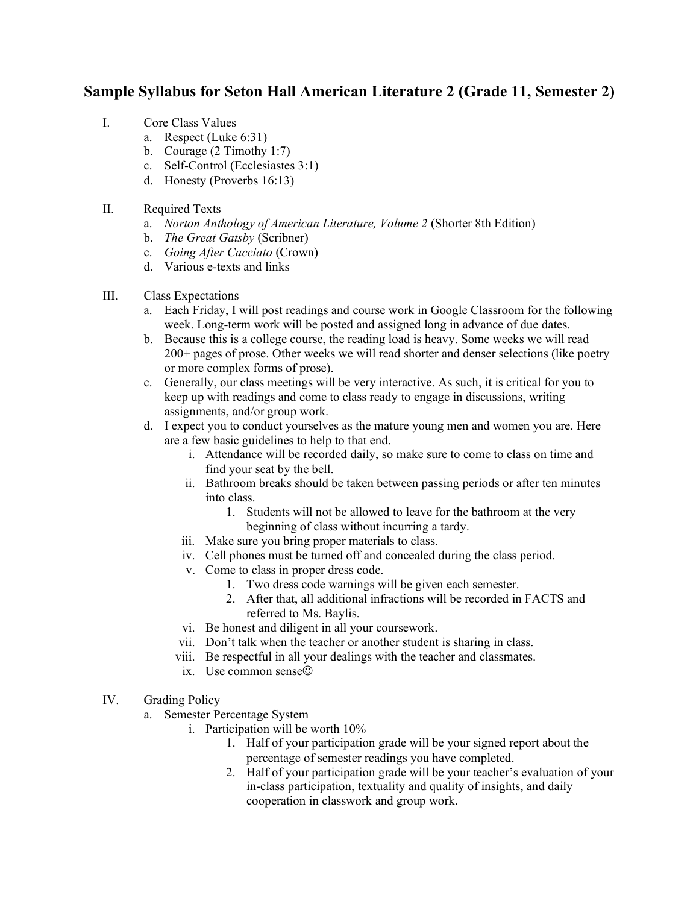# Sample Syllabus for Seton Hall American Literature 2 (Grade 11, Semester 2)

I. Core Class Values
   a. Respect (Luke 6:31)
   b. Courage (2 Timothy 1:7)
   c. Self-Control (Ecclesiastes 3:1)
   d. Honesty (Proverbs 16:13)

II. Required Texts
   a. *Norton Anthology of American Literature, Volume 2* (Shorter 8th Edition)
   b. *The Great Gatsby* (Scribner)
   c. *Going After Cacciato* (Crown)
   d. Various e-texts and links

III. Class Expectations
   a. Each Friday, I will post readings and course work in Google Classroom for the following week. Long-term work will be posted and assigned long in advance of due dates.
   b. Because this is a college course, the reading load is heavy. Some weeks we will read 200+ pages of prose. Other weeks we will read shorter and denser selections (like poetry or more complex forms of prose).
   c. Generally, our class meetings will be very interactive. As such, it is critical for you to keep up with readings and come to class ready to engage in discussions, writing assignments, and/or group work.
   d. I expect you to conduct yourselves as the mature young men and women you are. Here are a few basic guidelines to help to that end.
      i. Attendance will be recorded daily, so make sure to come to class on time and find your seat by the bell.
      ii. Bathroom breaks should be taken between passing periods or after ten minutes into class.
         1. Students will not be allowed to leave for the bathroom at the very beginning of class without incurring a tardy.
      iii. Make sure you bring proper materials to class.
      iv. Cell phones must be turned off and concealed during the class period.
      v. Come to class in proper dress code.
         1. Two dress code warnings will be given each semester.
         2. After that, all additional infractions will be recorded in FACTS and referred to Ms. Baylis.
      vi. Be honest and diligent in all your coursework.
      vii. Don't talk when the teacher or another student is sharing in class.
      viii. Be respectful in all your dealings with the teacher and classmates.
      ix. Use common sense☺

IV. Grading Policy
   a. Semester Percentage System
      i. Participation will be worth 10%
         1. Half of your participation grade will be your signed report about the percentage of semester readings you have completed.
         2. Half of your participation grade will be your teacher's evaluation of your in-class participation, textuality and quality of insights, and daily cooperation in classwork and group work.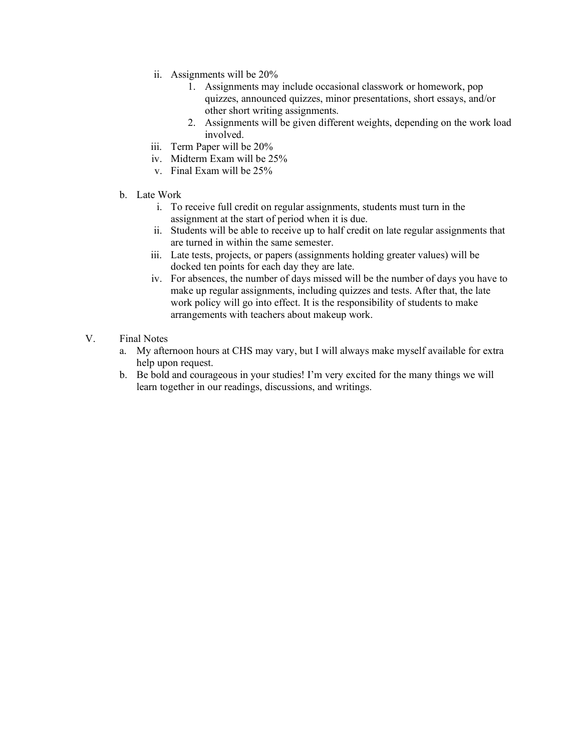ii. Assignments will be 20%
      1. Assignments may include occasional classwork or homework, pop quizzes, announced quizzes, minor presentations, short essays, and/or other short writing assignments.
      2. Assignments will be given different weights, depending on the work load involved.
   iii. Term Paper will be 20%
   iv. Midterm Exam will be 25%
   v. Final Exam will be 25%

b. Late Work
   i. To receive full credit on regular assignments, students must turn in the assignment at the start of period when it is due.
   ii. Students will be able to receive up to half credit on late regular assignments that are turned in within the same semester.
   iii. Late tests, projects, or papers (assignments holding greater values) will be docked ten points for each day they are late.
   iv. For absences, the number of days missed will be the number of days you have to make up regular assignments, including quizzes and tests. After that, the late work policy will go into effect. It is the responsibility of students to make arrangements with teachers about makeup work.

V. Final Notes

a. My afternoon hours at CHS may vary, but I will always make myself available for extra help upon request.
b. Be bold and courageous in your studies! I'm very excited for the many things we will learn together in our readings, discussions, and writings.